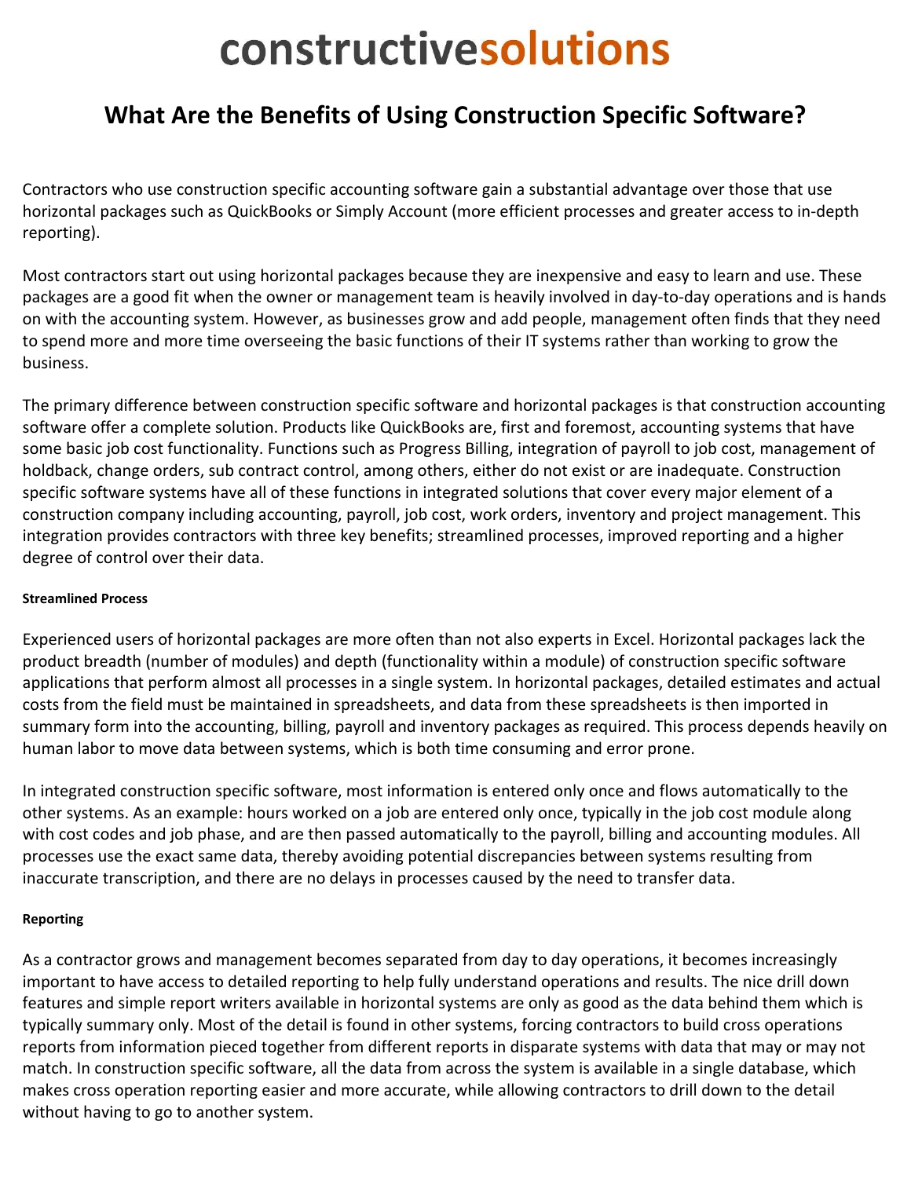# constructivesolutions

## What Are the Benefits of Using Construction Specific Software?

Contractors who use construction specific accounting software gain a substantial advantage over those that use horizontal packages such as QuickBooks or Simply Account (more efficient processes and greater access to in-depth reporting).

Most contractors start out using horizontal packages because they are inexpensive and easy to learn and use. These packages are a good fit when the owner or management team is heavily involved in day-to-day operations and is hands on with the accounting system. However, as businesses grow and add people, management often finds that they need to spend more and more time overseeing the basic functions of their IT systems rather than working to grow the business.

The primary difference between construction specific software and horizontal packages is that construction accounting software offer a complete solution. Products like QuickBooks are, first and foremost, accounting systems that have some basic job cost functionality. Functions such as Progress Billing, integration of payroll to job cost, management of holdback, change orders, sub contract control, among others, either do not exist or are inadequate. Construction specific software systems have all of these functions in integrated solutions that cover every major element of a construction company including accounting, payroll, job cost, work orders, inventory and project management. This integration provides contractors with three key benefits; streamlined processes, improved reporting and a higher degree of control over their data.

#### Streamlined Process

Experienced users of horizontal packages are more often than not also experts in Excel. Horizontal packages lack the product breadth (number of modules) and depth (functionality within a module) of construction specific software applications that perform almost all processes in a single system. In horizontal packages, detailed estimates and actual costs from the field must be maintained in spreadsheets, and data from these spreadsheets is then imported in summary form into the accounting, billing, payroll and inventory packages as required. This process depends heavily on human labor to move data between systems, which is both time consuming and error prone.

In integrated construction specific software, most information is entered only once and flows automatically to the other systems. As an example: hours worked on a job are entered only once, typically in the job cost module along with cost codes and job phase, and are then passed automatically to the payroll, billing and accounting modules. All processes use the exact same data, thereby avoiding potential discrepancies between systems resulting from inaccurate transcription, and there are no delays in processes caused by the need to transfer data.

#### Reporting

As a contractor grows and management becomes separated from day to day operations, it becomes increasingly important to have access to detailed reporting to help fully understand operations and results. The nice drill down features and simple report writers available in horizontal systems are only as good as the data behind them which is typically summary only. Most of the detail is found in other systems, forcing contractors to build cross operations reports from information pieced together from different reports in disparate systems with data that may or may not match. In construction specific software, all the data from across the system is available in a single database, which makes cross operation reporting easier and more accurate, while allowing contractors to drill down to the detail without having to go to another system.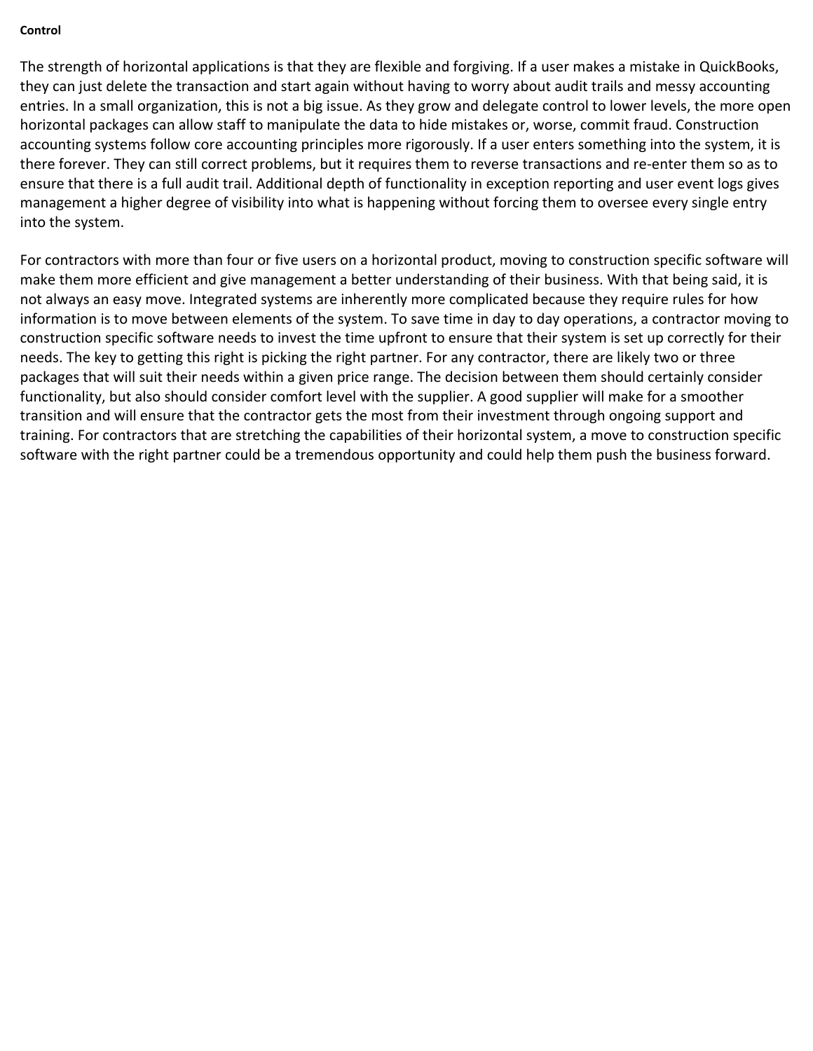**Control**

The strength of horizontal applications is that they are flexible and forgiving. If a user makes a mistake in QuickBooks, they can just delete the transaction and start again without having to worry about audit trails and messy accounting entries. In a small organization, this is not a big issue. As they grow and delegate control to lower levels, the more open horizontal packages can allow staff to manipulate the data to hide mistakes or, worse, commit fraud. Construction accounting systems follow core accounting principles more rigorously. If a user enters something into the system, it is there forever. They can still correct problems, but it requires them to reverse transactions and re-enter them so as to ensure that there is a full audit trail. Additional depth of functionality in exception reporting and user event logs gives management a higher degree of visibility into what is happening without forcing them to oversee every single entry into the system.

For contractors with more than four or five users on a horizontal product, moving to construction specific software will make them more efficient and give management a better understanding of their business. With that being said, it is not always an easy move. Integrated systems are inherently more complicated because they require rules for how information is to move between elements of the system. To save time in day to day operations, a contractor moving to construction specific software needs to invest the time upfront to ensure that their system is set up correctly for their needs. The key to getting this right is picking the right partner. For any contractor, there are likely two or three packages that will suit their needs within a given price range. The decision between them should certainly consider functionality, but also should consider comfort level with the supplier. A good supplier will make for a smoother transition and will ensure that the contractor gets the most from their investment through ongoing support and training. For contractors that are stretching the capabilities of their horizontal system, a move to construction specific software with the right partner could be a tremendous opportunity and could help them push the business forward.